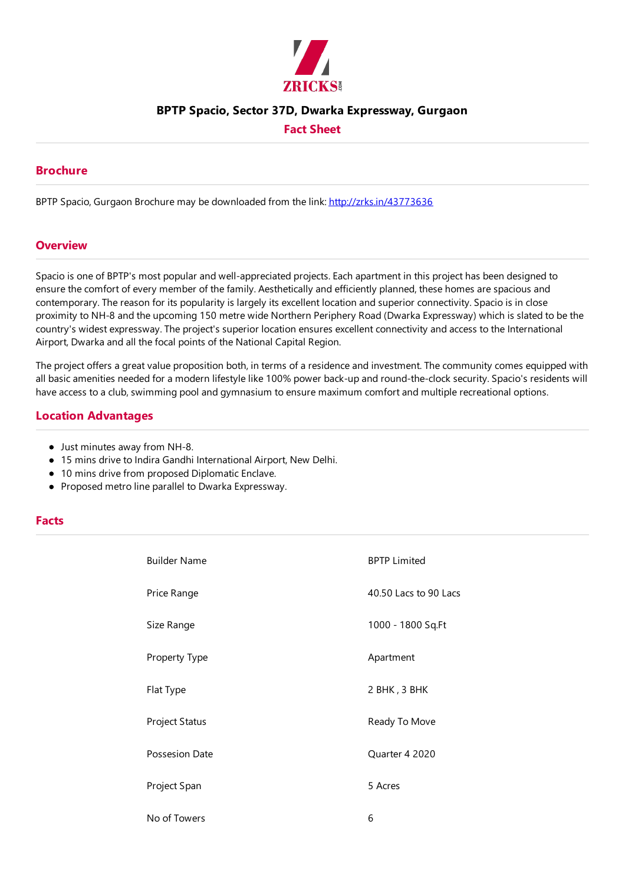# BPTP Spacio, Sector 37D, Dwarka Expressway, Gurgaon

## Fact Sheet

## Brochure

BPTP Spacio, Gurgaon Brochure may be downloaded from the link: [http://zrks.in/43773636](http://zrks.in/43773636)

## Overview

Spacio is one of BPTP's most popular and well-appreciated projects. Each apartment in this project has been designed to ensure the comfort of every member of the family. Aesthetically and efficiently planned, these homes are spacious and contemporary. The reason for its popularity is largely its excellent location and superior connectivity. Spacio is in close proximity to NH-8 and the upcoming 150 metre wide Northern Periphery Road (Dwarka Expressway) which is slated to be the country's widest expressway. The project's superior location ensures excellent connectivity and access to the International Airport, Dwarka and all the focal points of the National Capital Region.

The project offers a great value proposition both, in terms of a residence and investment. The community comes equipped with all basic amenities needed for a modern lifestyle like 100% power back-up and round-the-clock security. Spacio's residents will have access to a club, swimming pool and gymnasium to ensure maximum comfort and multiple recreational options.

## Location Advantages

- Just minutes away from NH-8.
- 15 mins drive to Indira Gandhi International Airport, New Delhi.
- 10 mins drive from proposed Diplomatic Enclave.
- Proposed metro line parallel to Dwarka Expressway.

## Facts

| | |
|---|---|
| Builder Name | BPTP Limited |
| Price Range | 40.50 Lacs to 90 Lacs |
| Size Range | 1000 - 1800 Sq.Ft |
| Property Type | Apartment |
| Flat Type | 2 BHK , 3 BHK |
| Project Status | Ready To Move |
| Possesion Date | Quarter 4 2020 |
| Project Span | 5 Acres |
| No of Towers | 6 |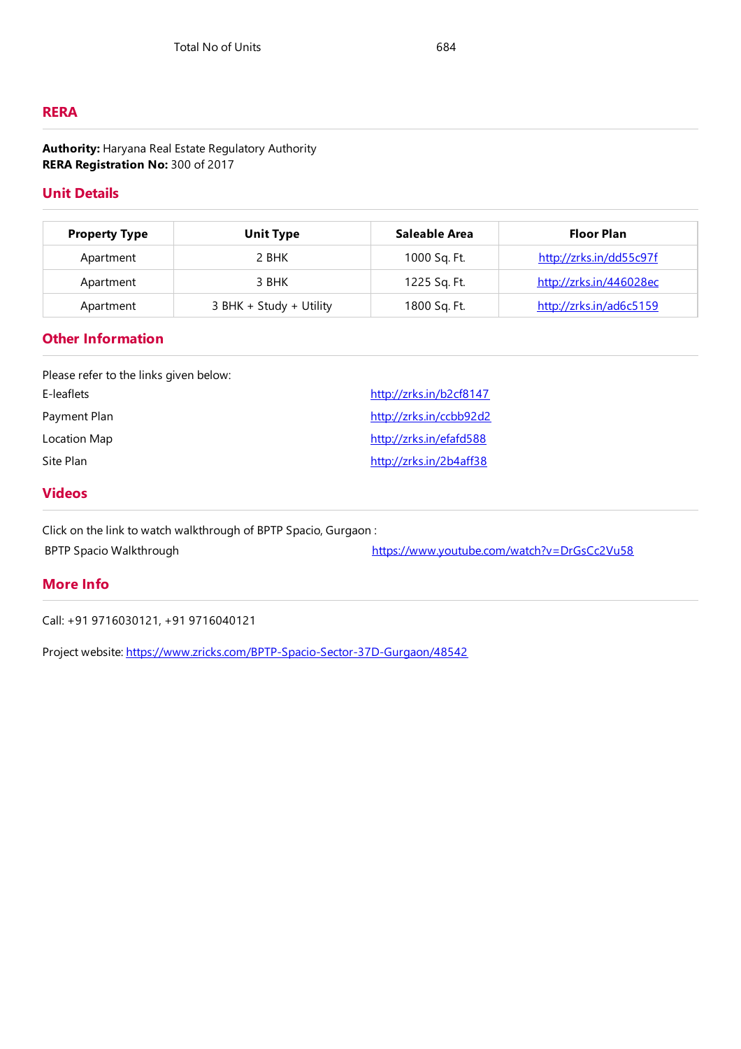| | |
|---|---|
| Total No of Units | 684 |

## RERA

**Authority:** Haryana Real Estate Regulatory Authority
**RERA Registration No:** 300 of 2017

## Unit Details

| Property Type | Unit Type | Saleable Area | Floor Plan |
|---|---|---|---|
| Apartment | 2 BHK | 1000 Sq. Ft. | http://zrks.in/dd55c97f |
| Apartment | 3 BHK | 1225 Sq. Ft. | http://zrks.in/446028ec |
| Apartment | 3 BHK + Study + Utility | 1800 Sq. Ft. | http://zrks.in/ad6c5159 |

## Other Information

Please refer to the links given below:

| | |
|---|---|
| E-leaflets | http://zrks.in/b2cf8147 |
| Payment Plan | http://zrks.in/ccbb92d2 |
| Location Map | http://zrks.in/efafd588 |
| Site Plan | http://zrks.in/2b4aff38 |

## Videos

Click on the link to watch walkthrough of BPTP Spacio, Gurgaon :

| | |
|---|---|
| BPTP Spacio Walkthrough | https://www.youtube.com/watch?v=DrGsCc2Vu58 |

## More Info

Call: +91 9716030121, +91 9716040121

Project website: https://www.zricks.com/BPTP-Spacio-Sector-37D-Gurgaon/48542